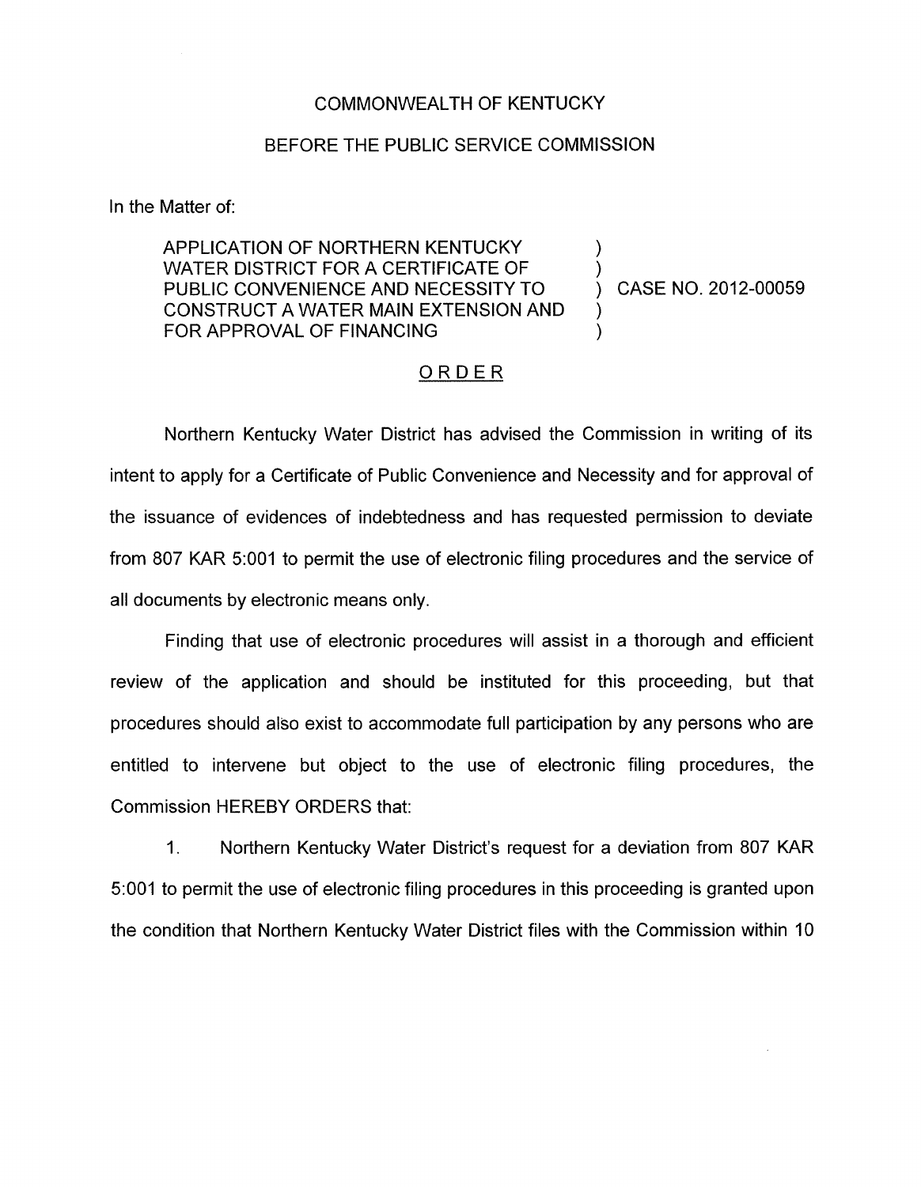COMMONWEALTH OF KENTUCKY

BEFORE THE PUBLIC SERVICE COMMISSION

In the Matter of:

APPLICATION OF NORTHERN KENTUCKY WATER DISTRICT FOR A CERTIFICATE OF PUBLIC CONVENIENCE AND NECESSITY TO CONSTRUCT A WATER MAIN EXTENSION AND FOR APPROVAL OF FINANCING ) ) ) CASE NO. 2012-00059 ) )

## ORDER

Northern Kentucky Water District has advised the Commission in writing of its intent to apply for a Certificate of Public Convenience and Necessity and for approval of the issuance of evidences of indebtedness and has requested permission to deviate from 807 KAR 5:001 to permit the use of electronic filing procedures and the service of all documents by electronic means only.

Finding that use of electronic procedures will assist in a thorough and efficient review of the application and should be instituted for this proceeding, but that procedures should also exist to accommodate full participation by any persons who are entitled to intervene but object to the use of electronic filing procedures, the Commission HEREBY ORDERS that:

1. Northern Kentucky Water District's request for a deviation from 807 KAR 5:001 to permit the use of electronic filing procedures in this proceeding is granted upon the condition that Northern Kentucky Water District files with the Commission within 10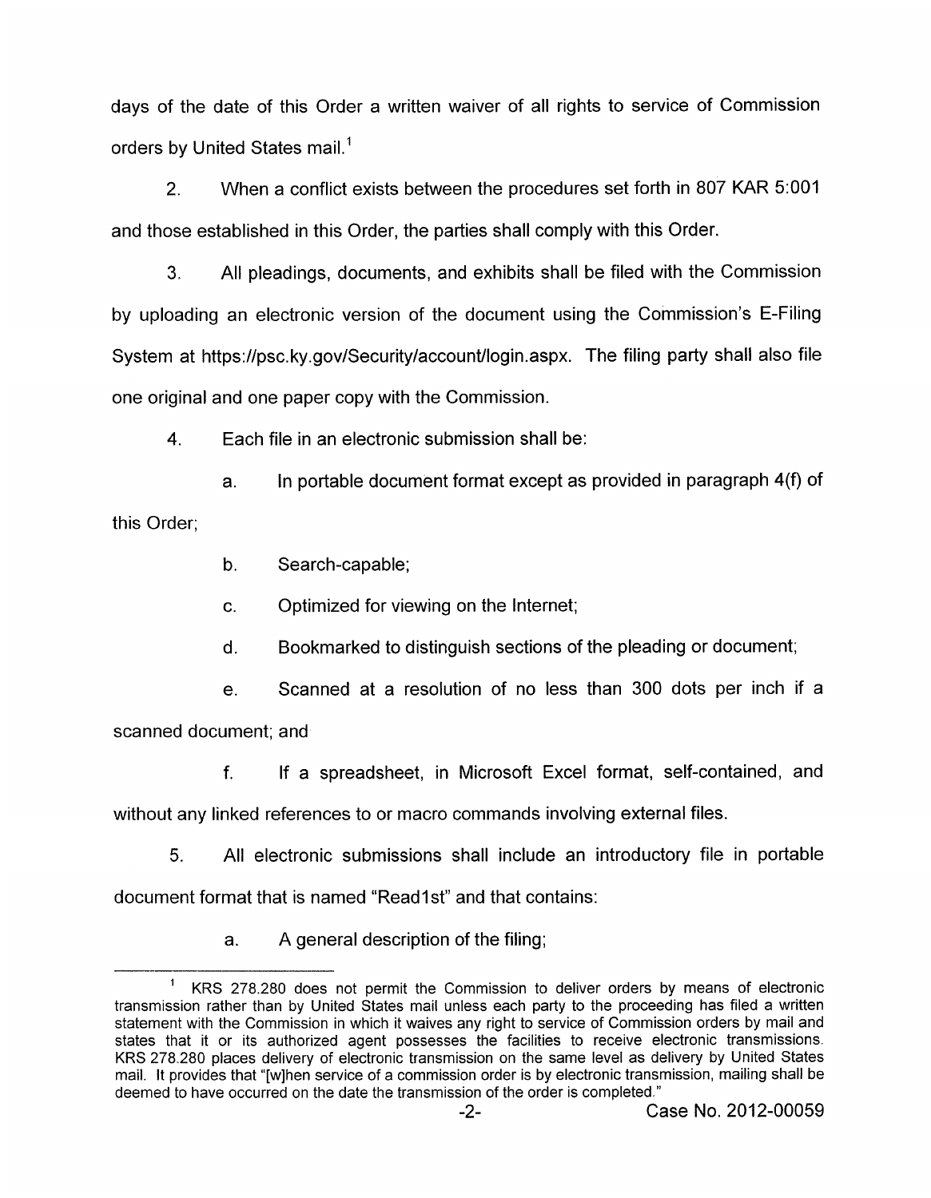days of the date of this Order a written waiver of all rights to service of Commission orders by United States mail.[1]

2. When a conflict exists between the procedures set forth in 807 KAR 5:001 and those established in this Order, the parties shall comply with this Order.

3. All pleadings, documents, and exhibits shall be filed with the Commission by uploading an electronic version of the document using the Commission's E-Filing System at https://psc.ky.gov/Security/account/login.aspx. The filing party shall also file one original and one paper copy with the Commission.

4. Each file in an electronic submission shall be:

a. In portable document format except as provided in paragraph 4(f) of this Order;

b. Search-capable;

c. Optimized for viewing on the Internet;

d. Bookmarked to distinguish sections of the pleading or document;

e. Scanned at a resolution of no less than 300 dots per inch if a scanned document; and

f. If a spreadsheet, in Microsoft Excel format, self-contained, and without any linked references to or macro commands involving external files.

5. All electronic submissions shall include an introductory file in portable document format that is named "Read1st" and that contains:

a. A general description of the filing;

---

[1] KRS 278.280 does not permit the Commission to deliver orders by means of electronic transmission rather than by United States mail unless each party to the proceeding has filed a written statement with the Commission in which it waives any right to service of Commission orders by mail and states that it or its authorized agent possesses the facilities to receive electronic transmissions. KRS 278.280 places delivery of electronic transmission on the same level as delivery by United States mail. It provides that "[w]hen service of a commission order is by electronic transmission, mailing shall be deemed to have occurred on the date the transmission of the order is completed."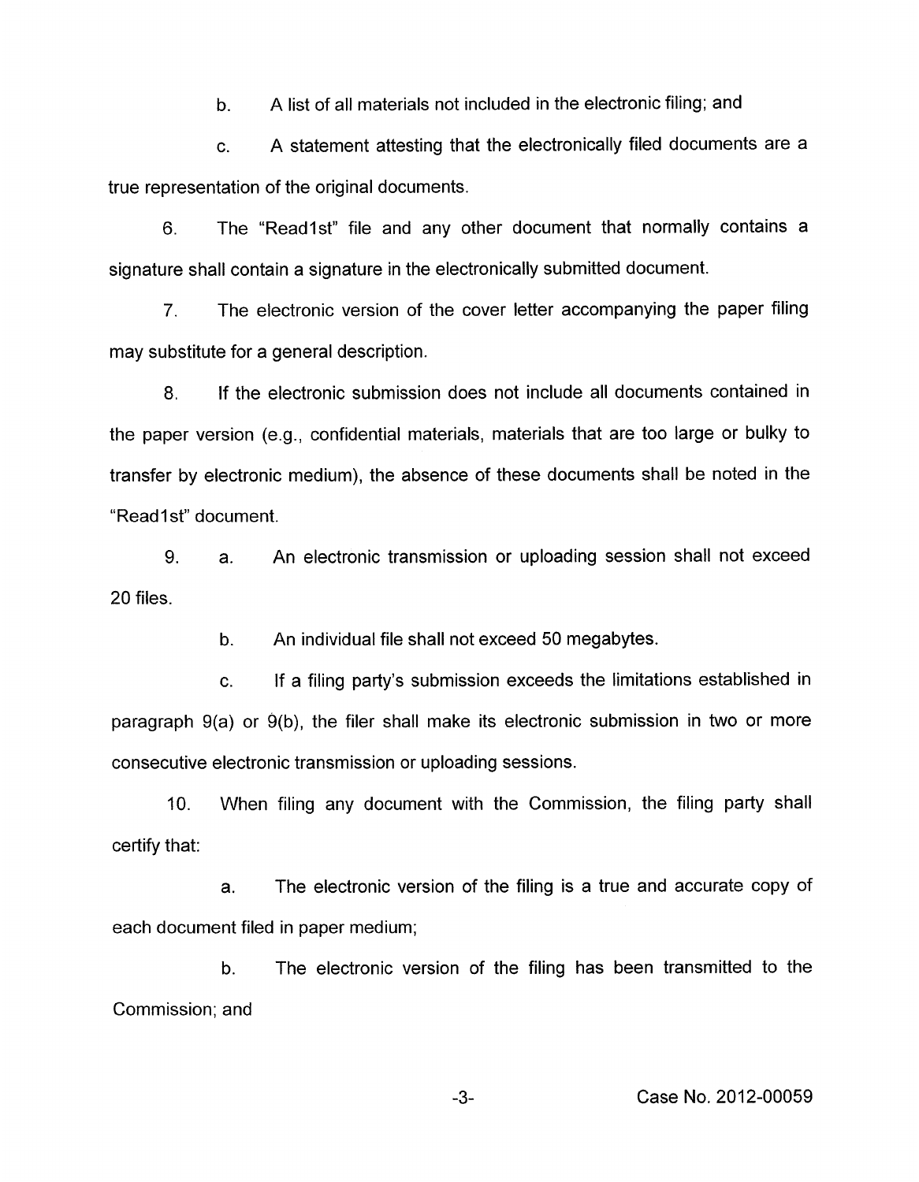b. A list of all materials not included in the electronic filing; and

c. A statement attesting that the electronically filed documents are a true representation of the original documents.

6. The "Read1st" file and any other document that normally contains a signature shall contain a signature in the electronically submitted document.

7. The electronic version of the cover letter accompanying the paper filing may substitute for a general description.

8. If the electronic submission does not include all documents contained in the paper version (e.g., confidential materials, materials that are too large or bulky to transfer by electronic medium), the absence of these documents shall be noted in the "Read1st" document.

9. a. An electronic transmission or uploading session shall not exceed 20 files.

b. An individual file shall not exceed 50 megabytes.

c. If a filing party's submission exceeds the limitations established in paragraph 9(a) or 9(b), the filer shall make its electronic submission in two or more consecutive electronic transmission or uploading sessions.

10. When filing any document with the Commission, the filing party shall certify that:

a. The electronic version of the filing is a true and accurate copy of each document filed in paper medium;

b. The electronic version of the filing has been transmitted to the Commission; and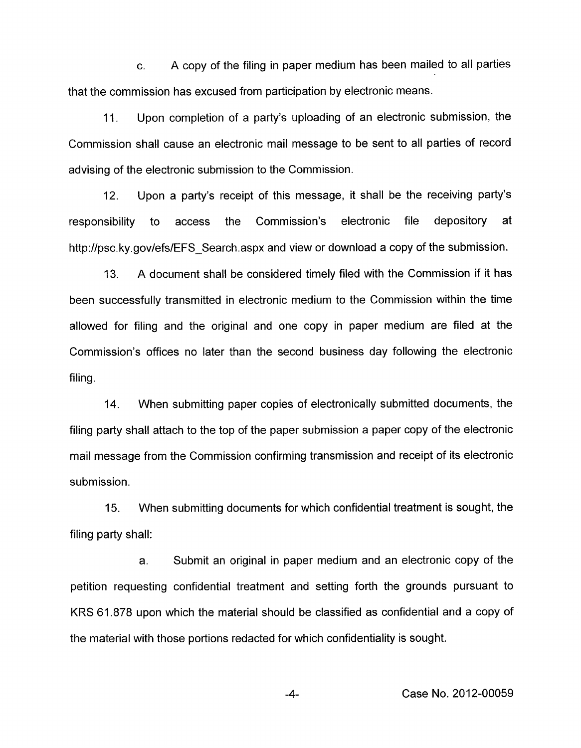c. A copy of the filing in paper medium has been mailed to all parties that the commission has excused from participation by electronic means.

11. Upon completion of a party's uploading of an electronic submission, the Commission shall cause an electronic mail message to be sent to all parties of record advising of the electronic submission to the Commission.

12. Upon a party's receipt of this message, it shall be the receiving party's responsibility to access the Commission's electronic file depository at http://psc.ky.gov/efs/EFS_Search.aspx and view or download a copy of the submission.

13. A document shall be considered timely filed with the Commission if it has been successfully transmitted in electronic medium to the Commission within the time allowed for filing and the original and one copy in paper medium are filed at the Commission's offices no later than the second business day following the electronic filing.

14. When submitting paper copies of electronically submitted documents, the filing party shall attach to the top of the paper submission a paper copy of the electronic mail message from the Commission confirming transmission and receipt of its electronic submission.

15. When submitting documents for which confidential treatment is sought, the filing party shall:

a. Submit an original in paper medium and an electronic copy of the petition requesting confidential treatment and setting forth the grounds pursuant to KRS 61.878 upon which the material should be classified as confidential and a copy of the material with those portions redacted for which confidentiality is sought.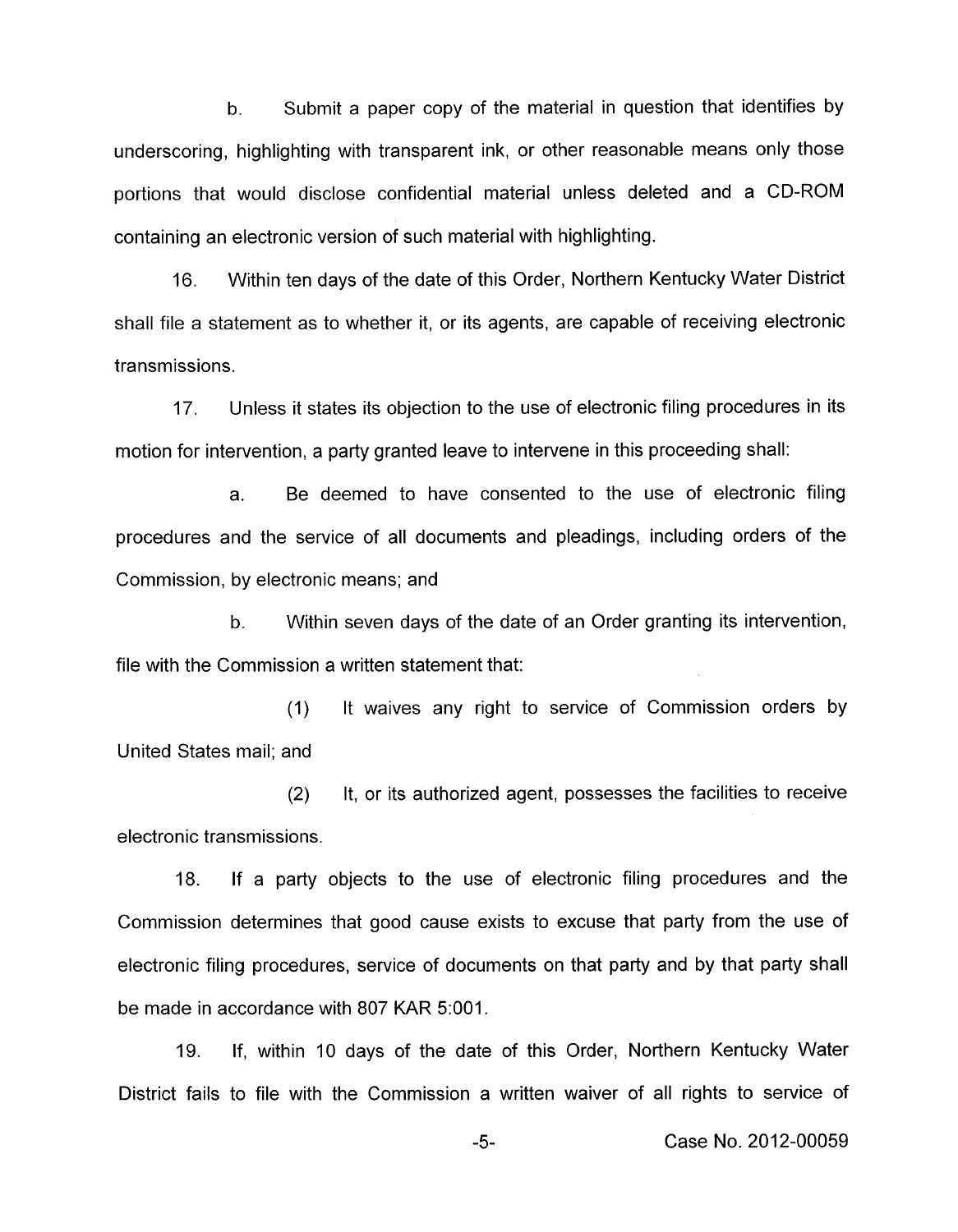b. Submit a paper copy of the material in question that identifies by underscoring, highlighting with transparent ink, or other reasonable means only those portions that would disclose confidential material unless deleted and a CD-ROM containing an electronic version of such material with highlighting.

16. Within ten days of the date of this Order, Northern Kentucky Water District shall file a statement as to whether it, or its agents, are capable of receiving electronic transmissions.

17. Unless it states its objection to the use of electronic filing procedures in its motion for intervention, a party granted leave to intervene in this proceeding shall:

a. Be deemed to have consented to the use of electronic filing procedures and the service of all documents and pleadings, including orders of the Commission, by electronic means; and

b. Within seven days of the date of an Order granting its intervention, file with the Commission a written statement that:

(1) It waives any right to service of Commission orders by United States mail; and

(2) It, or its authorized agent, possesses the facilities to receive electronic transmissions.

18. If a party objects to the use of electronic filing procedures and the Commission determines that good cause exists to excuse that party from the use of electronic filing procedures, service of documents on that party and by that party shall be made in accordance with 807 KAR 5:001.

19. If, within 10 days of the date of this Order, Northern Kentucky Water District fails to file with the Commission a written waiver of all rights to service of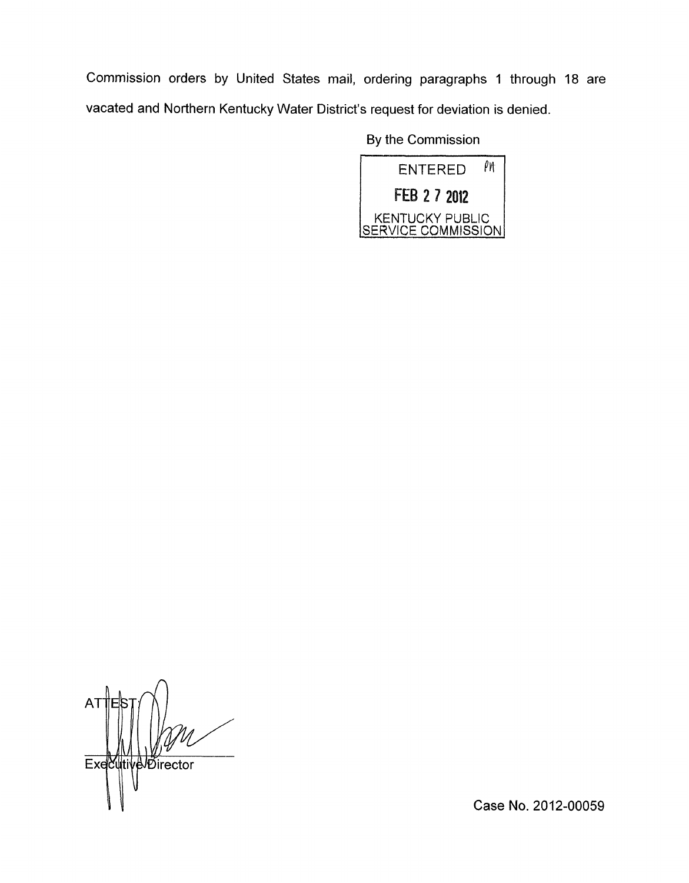Commission orders by United States mail, ordering paragraphs 1 through 18 are vacated and Northern Kentucky Water District's request for deviation is denied.

By the Commission

ENTERED
FEB 27 2012
KENTUCKY PUBLIC SERVICE COMMISSION

ATTEST:

Executive Director

Case No. 2012-00059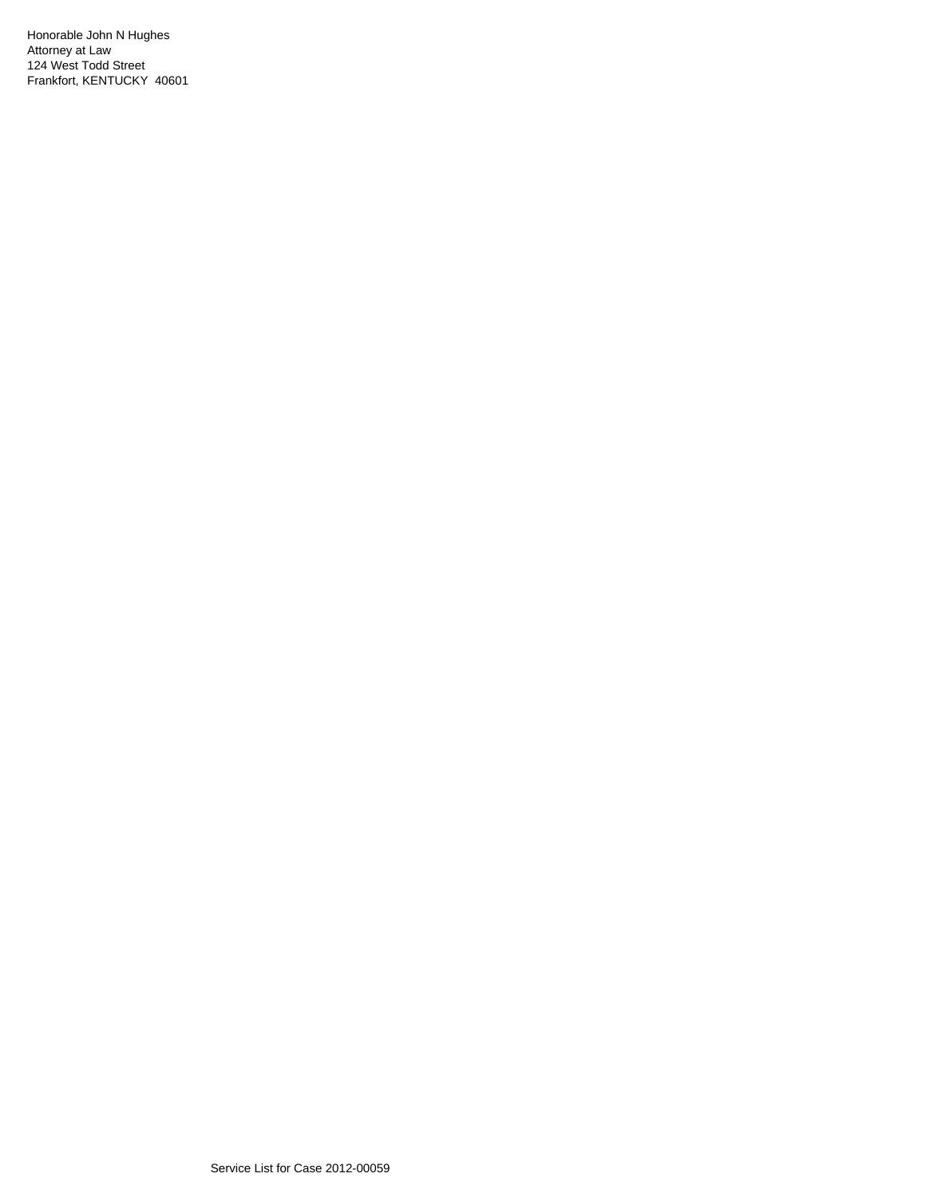Honorable John N Hughes
Attorney at Law
124 West Todd Street
Frankfort, KENTUCKY  40601